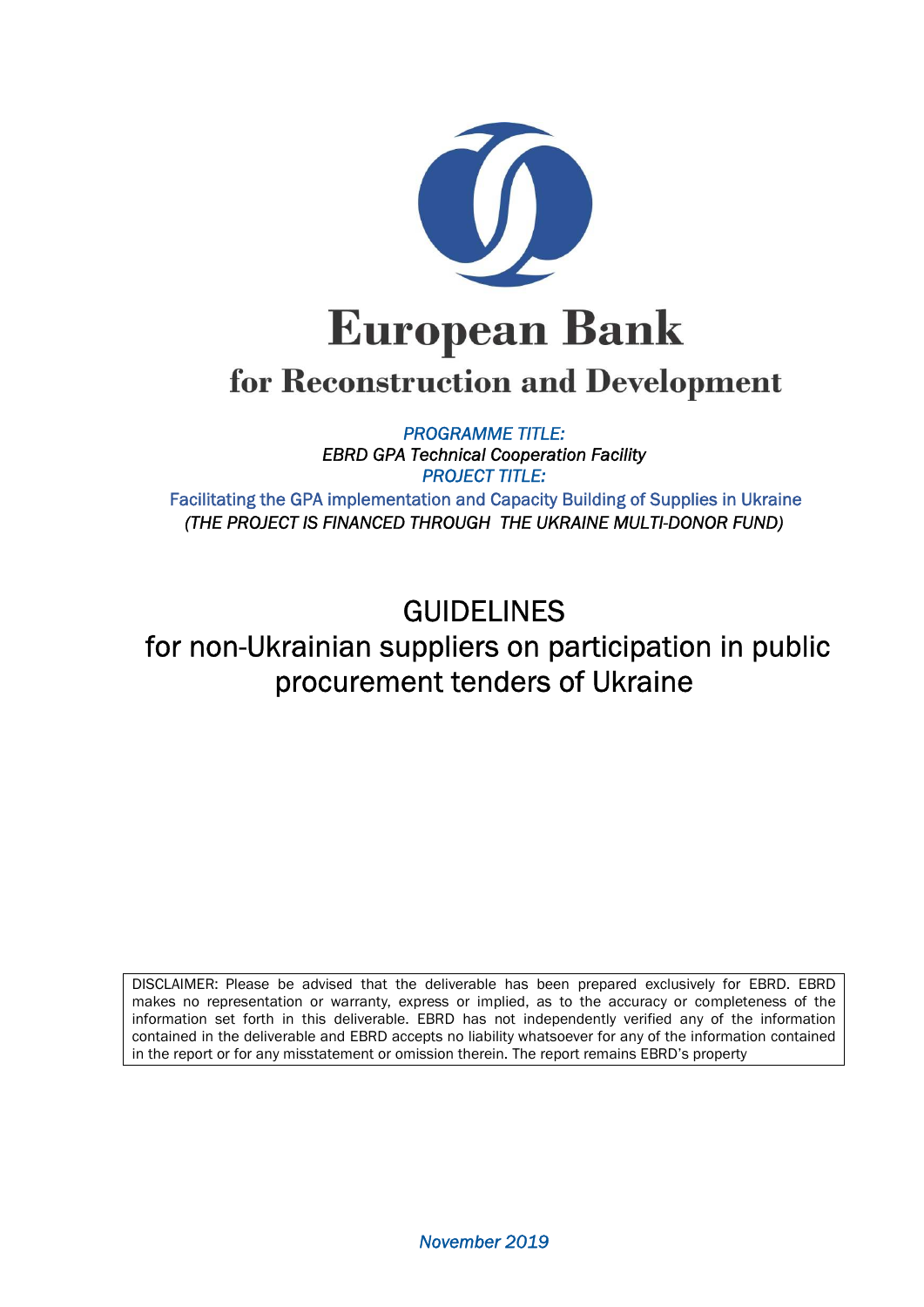# European Bank for Reconstruction and Development

*PROGRAMME TITLE:*

*EBRD GPA Technical Cooperation Facility*

*PROJECT TITLE:*

Facilitating the GPA implementation and Capacity Building of Supplies in Ukraine

*(THE PROJECT IS FINANCED THROUGH THE UKRAINE MULTI-DONOR FUND)*

# GUIDELINES

## for non-Ukrainian suppliers on participation in public procurement tenders of Ukraine

DISCLAIMER: Please be advised that the deliverable has been prepared exclusively for EBRD. EBRD makes no representation or warranty, express or implied, as to the accuracy or completeness of the information set forth in this deliverable. EBRD has not independently verified any of the information contained in the deliverable and EBRD accepts no liability whatsoever for any of the information contained in the report or for any misstatement or omission therein. The report remains EBRD's property

*November 2019*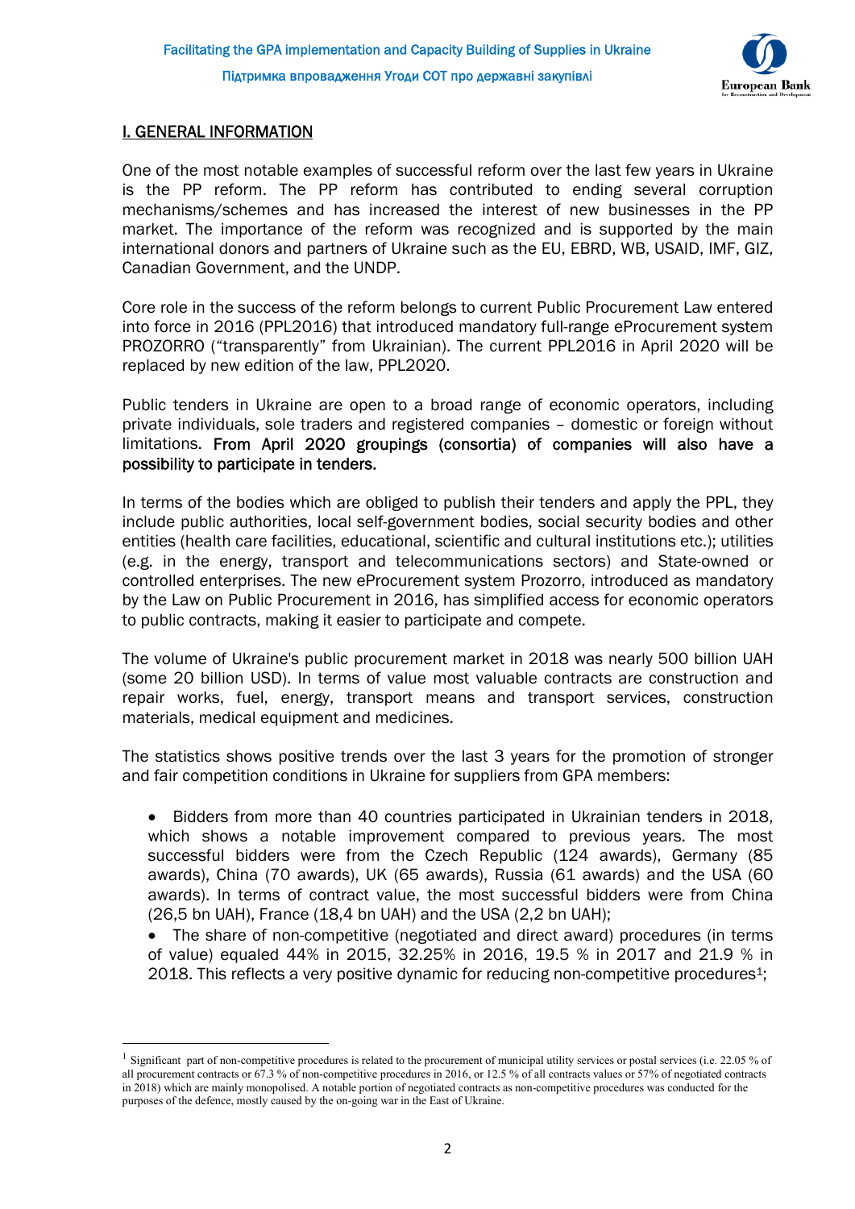## I. GENERAL INFORMATION

One of the most notable examples of successful reform over the last few years in Ukraine is the PP reform. The PP reform has contributed to ending several corruption mechanisms/schemes and has increased the interest of new businesses in the PP market. The importance of the reform was recognized and is supported by the main international donors and partners of Ukraine such as the EU, EBRD, WB, USAID, IMF, GIZ, Canadian Government, and the UNDP.

Core role in the success of the reform belongs to current Public Procurement Law entered into force in 2016 (PPL2016) that introduced mandatory full-range eProcurement system PROZORRO ("transparently" from Ukrainian). The current PPL2016 in April 2020 will be replaced by new edition of the law, PPL2020.

Public tenders in Ukraine are open to a broad range of economic operators, including private individuals, sole traders and registered companies – domestic or foreign without limitations. **From April 2020 groupings (consortia) of companies will also have a possibility to participate in tenders.**

In terms of the bodies which are obliged to publish their tenders and apply the PPL, they include public authorities, local self-government bodies, social security bodies and other entities (health care facilities, educational, scientific and cultural institutions etc.); utilities (e.g. in the energy, transport and telecommunications sectors) and State-owned or controlled enterprises. The new eProcurement system Prozorro, introduced as mandatory by the Law on Public Procurement in 2016, has simplified access for economic operators to public contracts, making it easier to participate and compete.

The volume of Ukraine's public procurement market in 2018 was nearly 500 billion UAH (some 20 billion USD). In terms of value most valuable contracts are construction and repair works, fuel, energy, transport means and transport services, construction materials, medical equipment and medicines.

The statistics shows positive trends over the last 3 years for the promotion of stronger and fair competition conditions in Ukraine for suppliers from GPA members:

- Bidders from more than 40 countries participated in Ukrainian tenders in 2018, which shows a notable improvement compared to previous years. The most successful bidders were from the Czech Republic (124 awards), Germany (85 awards), China (70 awards), UK (65 awards), Russia (61 awards) and the USA (60 awards). In terms of contract value, the most successful bidders were from China (26,5 bn UAH), France (18,4 bn UAH) and the USA (2,2 bn UAH);
- The share of non-competitive (negotiated and direct award) procedures (in terms of value) equaled 44% in 2015, 32.25% in 2016, 19.5 % in 2017 and 21.9 % in 2018. This reflects a very positive dynamic for reducing non-competitive procedures[1];

[1] Significant part of non-competitive procedures is related to the procurement of municipal utility services or postal services (i.e. 22.05 % of all procurement contracts or 67.3 % of non-competitive procedures in 2016, or 12.5 % of all contracts values or 57% of negotiated contracts in 2018) which are mainly monopolised. A notable portion of negotiated contracts as non-competitive procedures was conducted for the purposes of the defence, mostly caused by the on-going war in the East of Ukraine.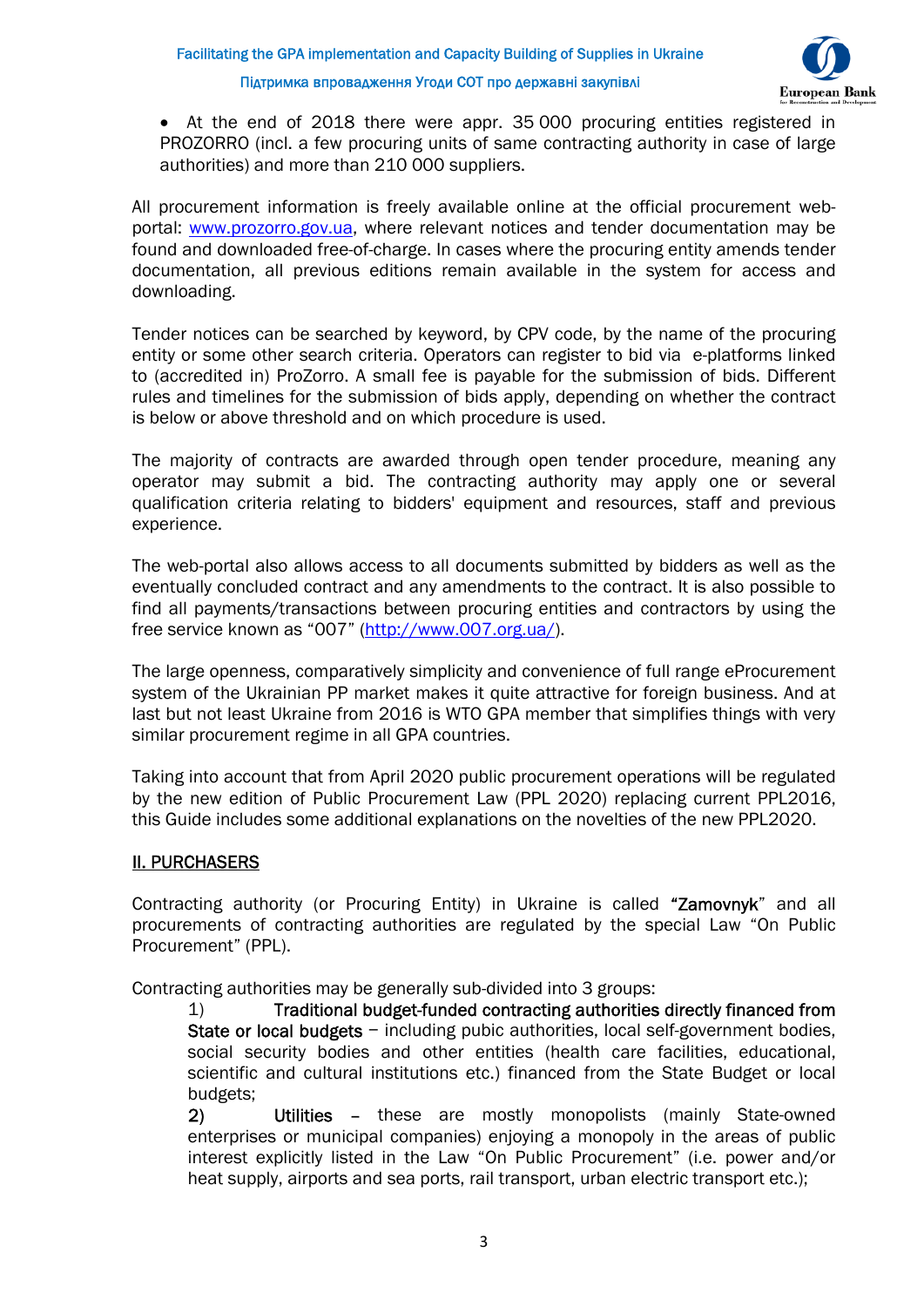- At the end of 2018 there were appr. 35 000 procuring entities registered in PROZORRO (incl. a few procuring units of same contracting authority in case of large authorities) and more than 210 000 suppliers.

All procurement information is freely available online at the official procurement web-portal: www.prozorro.gov.ua, where relevant notices and tender documentation may be found and downloaded free-of-charge. In cases where the procuring entity amends tender documentation, all previous editions remain available in the system for access and downloading.

Tender notices can be searched by keyword, by CPV code, by the name of the procuring entity or some other search criteria. Operators can register to bid via e-platforms linked to (accredited in) ProZorro. A small fee is payable for the submission of bids. Different rules and timelines for the submission of bids apply, depending on whether the contract is below or above threshold and on which procedure is used.

The majority of contracts are awarded through open tender procedure, meaning any operator may submit a bid. The contracting authority may apply one or several qualification criteria relating to bidders' equipment and resources, staff and previous experience.

The web-portal also allows access to all documents submitted by bidders as well as the eventually concluded contract and any amendments to the contract. It is also possible to find all payments/transactions between procuring entities and contractors by using the free service known as "007" (http://www.007.org.ua/).

The large openness, comparatively simplicity and convenience of full range eProcurement system of the Ukrainian PP market makes it quite attractive for foreign business. And at last but not least Ukraine from 2016 is WTO GPA member that simplifies things with very similar procurement regime in all GPA countries.

Taking into account that from April 2020 public procurement operations will be regulated by the new edition of Public Procurement Law (PPL 2020) replacing current PPL2016, this Guide includes some additional explanations on the novelties of the new PPL2020.

## II. PURCHASERS

Contracting authority (or Procuring Entity) in Ukraine is called **"Zamovnyk"** and all procurements of contracting authorities are regulated by the special Law "On Public Procurement" (PPL).

Contracting authorities may be generally sub-divided into 3 groups:

1) **Traditional budget-funded contracting authorities directly financed from State or local budgets** – including pubic authorities, local self-government bodies, social security bodies and other entities (health care facilities, educational, scientific and cultural institutions etc.) financed from the State Budget or local budgets;

2) **Utilities** – these are mostly monopolists (mainly State-owned enterprises or municipal companies) enjoying a monopoly in the areas of public interest explicitly listed in the Law "On Public Procurement" (i.e. power and/or heat supply, airports and sea ports, rail transport, urban electric transport etc.);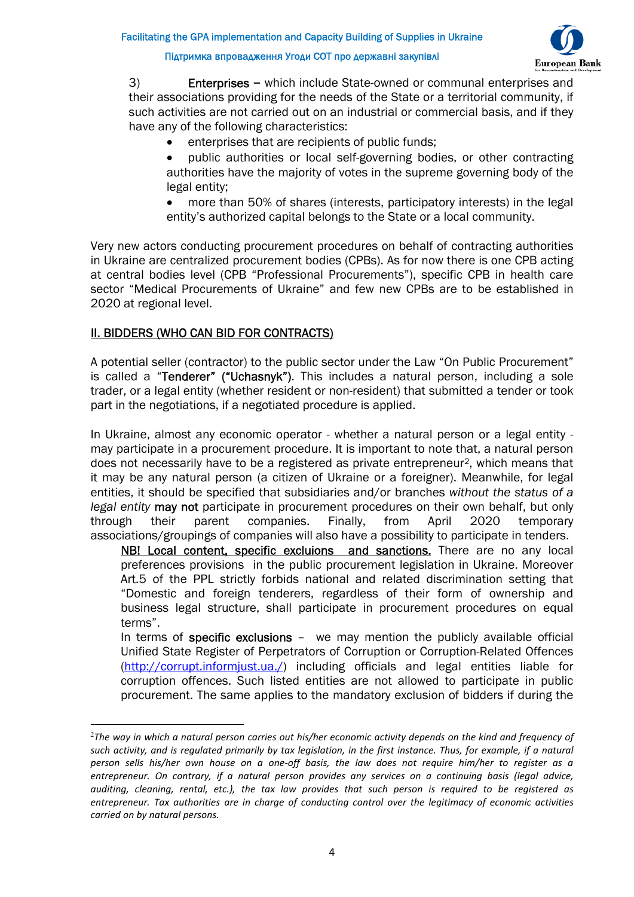3) **Enterprises** – which include State-owned or communal enterprises and their associations providing for the needs of the State or a territorial community, if such activities are not carried out on an industrial or commercial basis, and if they have any of the following characteristics:

- enterprises that are recipients of public funds;
- public authorities or local self-governing bodies, or other contracting authorities have the majority of votes in the supreme governing body of the legal entity;
- more than 50% of shares (interests, participatory interests) in the legal entity's authorized capital belongs to the State or a local community.

Very new actors conducting procurement procedures on behalf of contracting authorities in Ukraine are centralized procurement bodies (CPBs). As for now there is one CPB acting at central bodies level (CPB "Professional Procurements"), specific CPB in health care sector "Medical Procurements of Ukraine" and few new CPBs are to be established in 2020 at regional level.

## II. BIDDERS (WHO CAN BID FOR CONTRACTS)

A potential seller (contractor) to the public sector under the Law "On Public Procurement" is called a "**Tenderer" ("Uchasnyk")**. This includes a natural person, including a sole trader, or a legal entity (whether resident or non-resident) that submitted a tender or took part in the negotiations, if a negotiated procedure is applied.

In Ukraine, almost any economic operator - whether a natural person or a legal entity - may participate in a procurement procedure. It is important to note that, a natural person does not necessarily have to be a registered as private entrepreneur[2], which means that it may be any natural person (a citizen of Ukraine or a foreigner). Meanwhile, for legal entities, it should be specified that subsidiaries and/or branches *without the status of a legal entity* **may not** participate in procurement procedures on their own behalf, but only through their parent companies. Finally, from April 2020 temporary associations/groupings of companies will also have a possibility to participate in tenders.

NB! Local content, specific excluions and sanctions. There are no any local preferences provisions in the public procurement legislation in Ukraine. Moreover Art.5 of the PPL strictly forbids national and related discrimination setting that "Domestic and foreign tenderers, regardless of their form of ownership and business legal structure, shall participate in procurement procedures on equal terms".

In terms of **specific exclusions** – we may mention the publicly available official Unified State Register of Perpetrators of Corruption or Corruption-Related Offences (http://corrupt.informjust.ua./) including officials and legal entities liable for corruption offences. Such listed entities are not allowed to participate in public procurement. The same applies to the mandatory exclusion of bidders if during the

---

[2] *The way in which a natural person carries out his/her economic activity depends on the kind and frequency of such activity, and is regulated primarily by tax legislation, in the first instance. Thus, for example, if a natural person sells his/her own house on a one-off basis, the law does not require him/her to register as a entrepreneur. On contrary, if a natural person provides any services on a continuing basis (legal advice, auditing, cleaning, rental, etc.), the tax law provides that such person is required to be registered as entrepreneur. Tax authorities are in charge of conducting control over the legitimacy of economic activities carried on by natural persons.*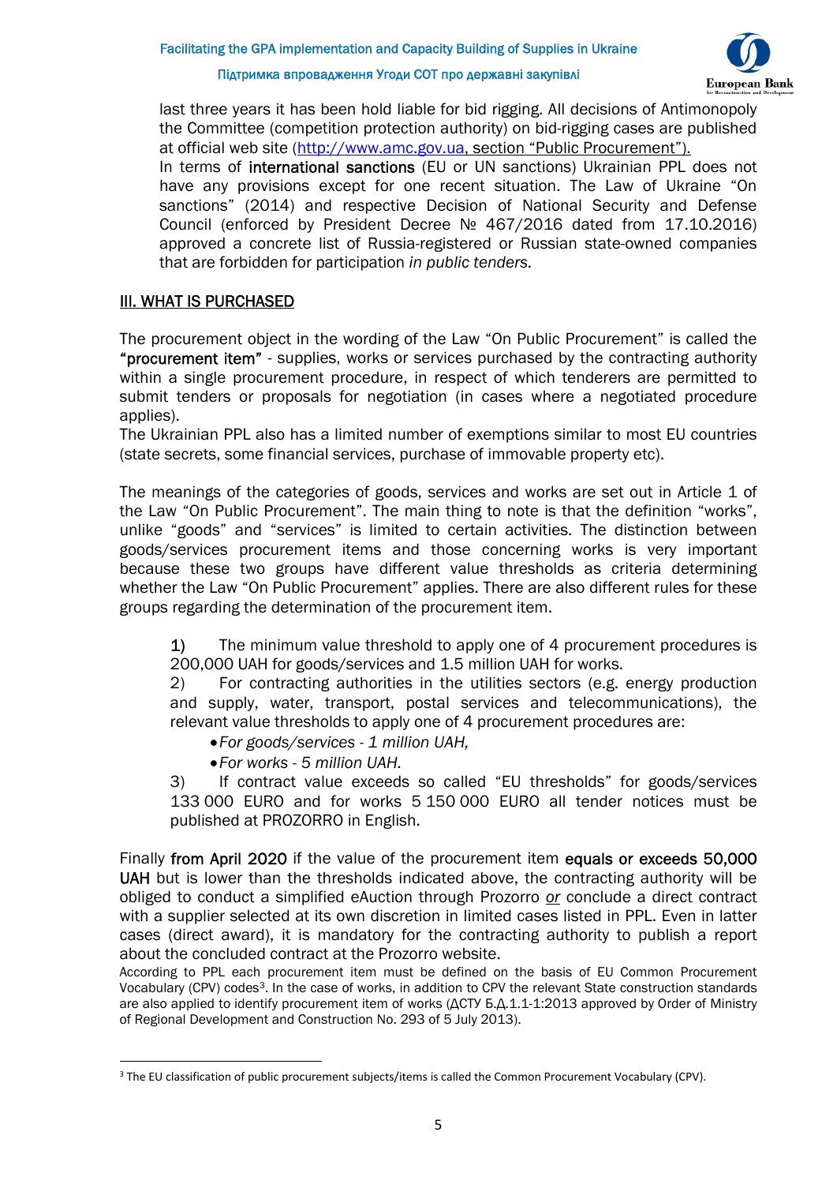last three years it has been hold liable for bid rigging. All decisions of Antimonopoly the Committee (competition protection authority) on bid-rigging cases are published at official web site (http://www.amc.gov.ua, section "Public Procurement").

In terms of **international sanctions** (EU or UN sanctions) Ukrainian PPL does not have any provisions except for one recent situation. The Law of Ukraine "On sanctions" (2014) and respective Decision of National Security and Defense Council (enforced by President Decree № 467/2016 dated from 17.10.2016) approved a concrete list of Russia-registered or Russian state-owned companies that are forbidden for participation *in public tenders.*

## III. WHAT IS PURCHASED

The procurement object in the wording of the Law "On Public Procurement" is called the **"procurement item"** - supplies, works or services purchased by the contracting authority within a single procurement procedure, in respect of which tenderers are permitted to submit tenders or proposals for negotiation (in cases where a negotiated procedure applies).

The Ukrainian PPL also has a limited number of exemptions similar to most EU countries (state secrets, some financial services, purchase of immovable property etc).

The meanings of the categories of goods, services and works are set out in Article 1 of the Law "On Public Procurement". The main thing to note is that the definition "works", unlike "goods" and "services" is limited to certain activities. The distinction between goods/services procurement items and those concerning works is very important because these two groups have different value thresholds as criteria determining whether the Law "On Public Procurement" applies. There are also different rules for these groups regarding the determination of the procurement item.

1) The minimum value threshold to apply one of 4 procurement procedures is 200,000 UAH for goods/services and 1.5 million UAH for works.

2) For contracting authorities in the utilities sectors (e.g. energy production and supply, water, transport, postal services and telecommunications), the relevant value thresholds to apply one of 4 procurement procedures are:
   - *For goods/services - 1 million UAH,*
   - *For works - 5 million UAH.*

3) If contract value exceeds so called "EU thresholds" for goods/services 133 000 EURO and for works 5 150 000 EURO all tender notices must be published at PROZORRO in English.

Finally **from April 2020** if the value of the procurement item **equals or exceeds 50,000 UAH** but is lower than the thresholds indicated above, the contracting authority will be obliged to conduct a simplified eAuction through Prozorro *or* conclude a direct contract with a supplier selected at its own discretion in limited cases listed in PPL. Even in latter cases (direct award), it is mandatory for the contracting authority to publish a report about the concluded contract at the Prozorro website.

According to PPL each procurement item must be defined on the basis of EU Common Procurement Vocabulary (CPV) codes[3]. In the case of works, in addition to CPV the relevant State construction standards are also applied to identify procurement item of works (ДСТУ Б.Д.1.1-1:2013 approved by Order of Ministry of Regional Development and Construction No. 293 of 5 July 2013).

[3] The EU classification of public procurement subjects/items is called the Common Procurement Vocabulary (CPV).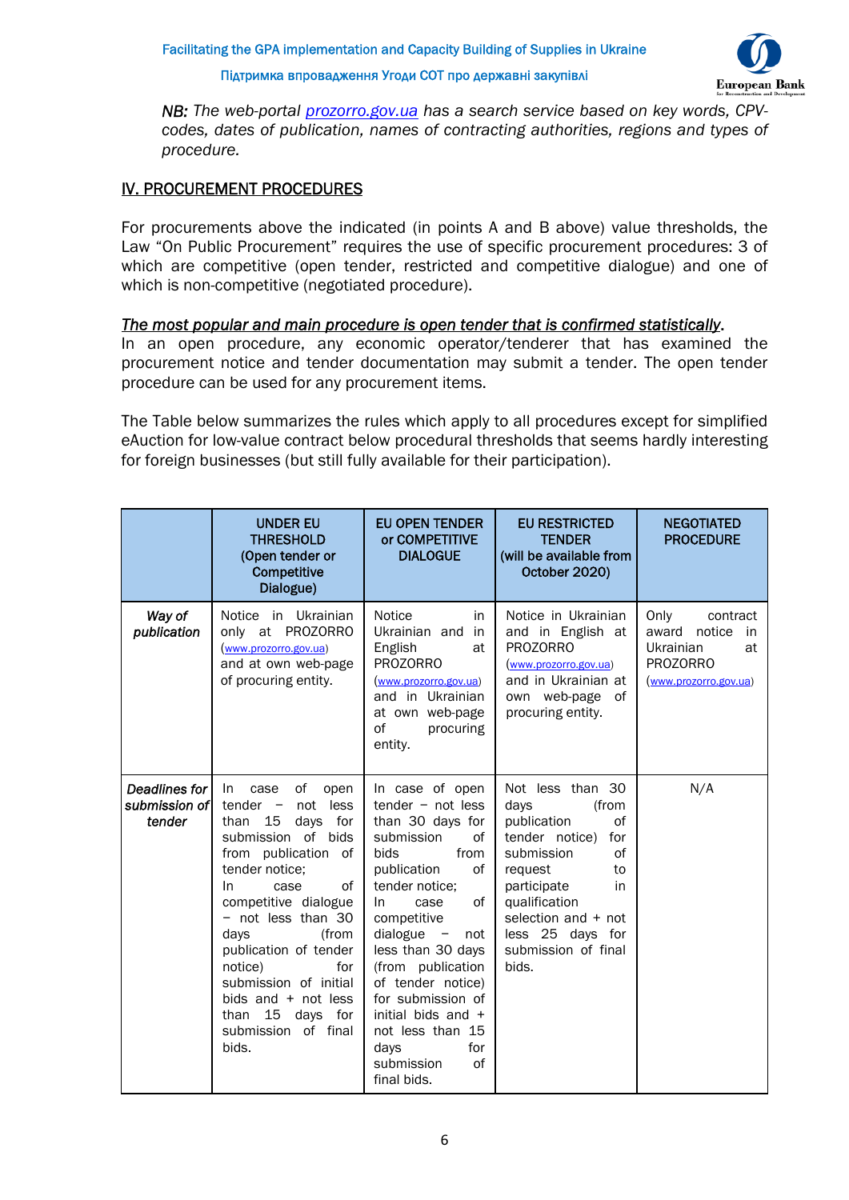*NB: The web-portal [prozorro.gov.ua](prozorro.gov.ua) has a search service based on key words, CPV-codes, dates of publication, names of contracting authorities, regions and types of procedure.*

## IV. PROCUREMENT PROCEDURES

For procurements above the indicated (in points A and B above) value thresholds, the Law "On Public Procurement" requires the use of specific procurement procedures: 3 of which are competitive (open tender, restricted and competitive dialogue) and one of which is non-competitive (negotiated procedure).

***The most popular and main procedure is open tender that is confirmed statistically.***

In an open procedure, any economic operator/tenderer that has examined the procurement notice and tender documentation may submit a tender. The open tender procedure can be used for any procurement items.

The Table below summarizes the rules which apply to all procedures except for simplified eAuction for low-value contract below procedural thresholds that seems hardly interesting for foreign businesses (but still fully available for their participation).

| | UNDER EU THRESHOLD (Open tender or Competitive Dialogue) | EU OPEN TENDER or COMPETITIVE DIALOGUE | EU RESTRICTED TENDER (will be available from October 2020) | NEGOTIATED PROCEDURE |
|---|---|---|---|---|
| *Way of publication* | Notice in Ukrainian only at PROZORRO (www.prozorro.gov.ua) and at own web-page of procuring entity. | Notice in Ukrainian and in English at PROZORRO (www.prozorro.gov.ua) and in Ukrainian at own web-page of procuring entity. | Notice in Ukrainian and in English at PROZORRO (www.prozorro.gov.ua) and in Ukrainian at own web-page of procuring entity. | Only contract award notice in Ukrainian at PROZORRO (www.prozorro.gov.ua) |
| *Deadlines for submission of tender* | In case of open tender – not less than 15 days for submission of bids from publication of tender notice;<br>In case of competitive dialogue – not less than 30 days (from publication of tender notice) for submission of initial bids and + not less than 15 days for submission of final bids. | In case of open tender – not less than 30 days for submission of bids from publication of tender notice;<br>In case of competitive dialogue – not less than 30 days (from publication of tender notice) for submission of initial bids and + not less than 15 days for submission of final bids. | Not less than 30 days (from publication of tender notice) for submission of request to participate in qualification selection and + not less 25 days for submission of final bids. | N/A |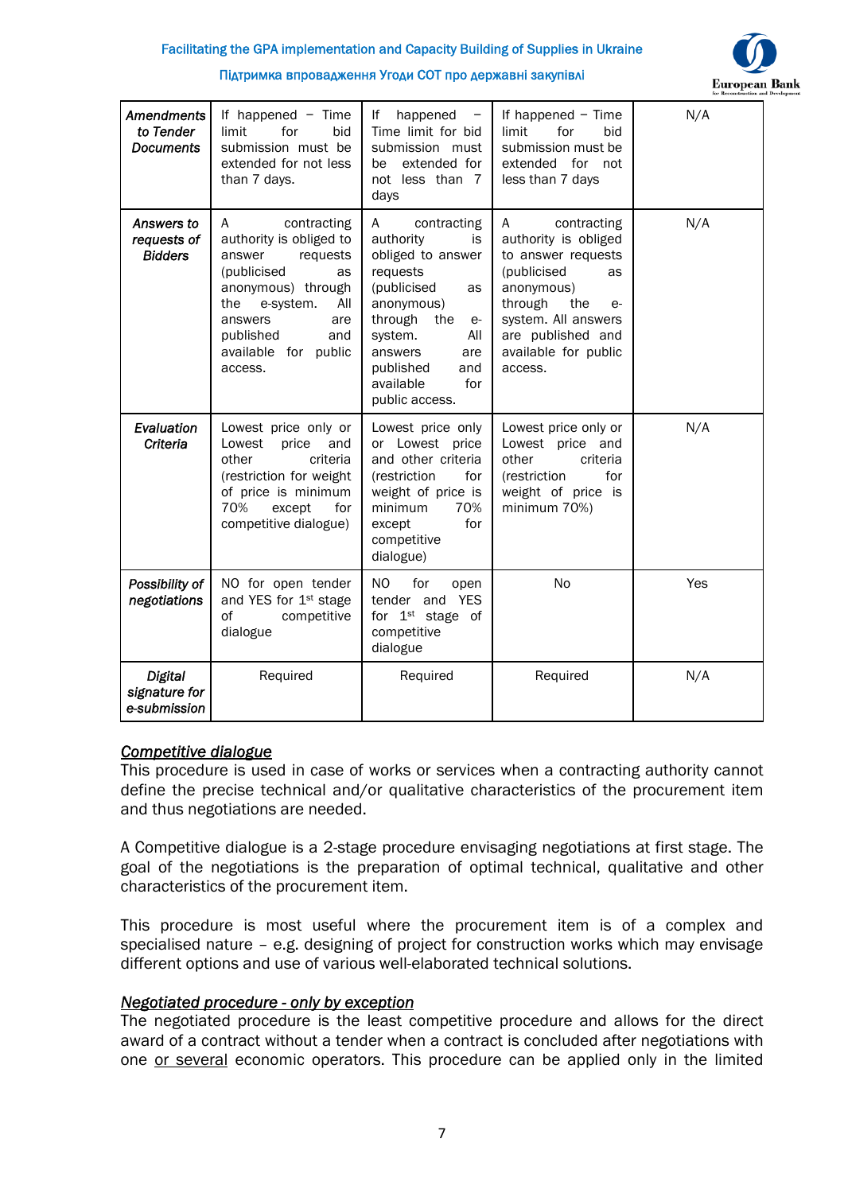| | | | | |
|---|---|---|---|---|
| *Amendments to Tender Documents* | If happened – Time limit for bid submission must be extended for not less than 7 days. | If happened – Time limit for bid submission must be extended for not less than 7 days | If happened – Time limit for bid submission must be extended for not less than 7 days | N/A |
| *Answers to requests of Bidders* | A contracting authority is obliged to answer requests (publicised as anonymous) through the e-system. All answers are published and available for public access. | A contracting authority is obliged to answer requests (publicised as anonymous) through the e-system. All answers are published and available for public access. | A contracting authority is obliged to answer requests (publicised as anonymous) through the e-system. All answers are published and available for public access. | N/A |
| *Evaluation Criteria* | Lowest price only or Lowest price and other criteria (restriction for weight of price is minimum 70% except for competitive dialogue) | Lowest price only or Lowest price and other criteria (restriction for weight of price is minimum 70% except for competitive dialogue) | Lowest price only or Lowest price and other criteria (restriction for weight of price is minimum 70%) | N/A |
| *Possibility of negotiations* | NO for open tender and YES for 1st stage of competitive dialogue | NO for open tender and YES for 1st stage of competitive dialogue | No | Yes |
| *Digital signature for e-submission* | Required | Required | Required | N/A |

*Competitive dialogue*

This procedure is used in case of works or services when a contracting authority cannot define the precise technical and/or qualitative characteristics of the procurement item and thus negotiations are needed.

A Competitive dialogue is a 2-stage procedure envisaging negotiations at first stage. The goal of the negotiations is the preparation of optimal technical, qualitative and other characteristics of the procurement item.

This procedure is most useful where the procurement item is of a complex and specialised nature – e.g. designing of project for construction works which may envisage different options and use of various well-elaborated technical solutions.

*Negotiated procedure - only by exception*

The negotiated procedure is the least competitive procedure and allows for the direct award of a contract without a tender when a contract is concluded after negotiations with one or several economic operators. This procedure can be applied only in the limited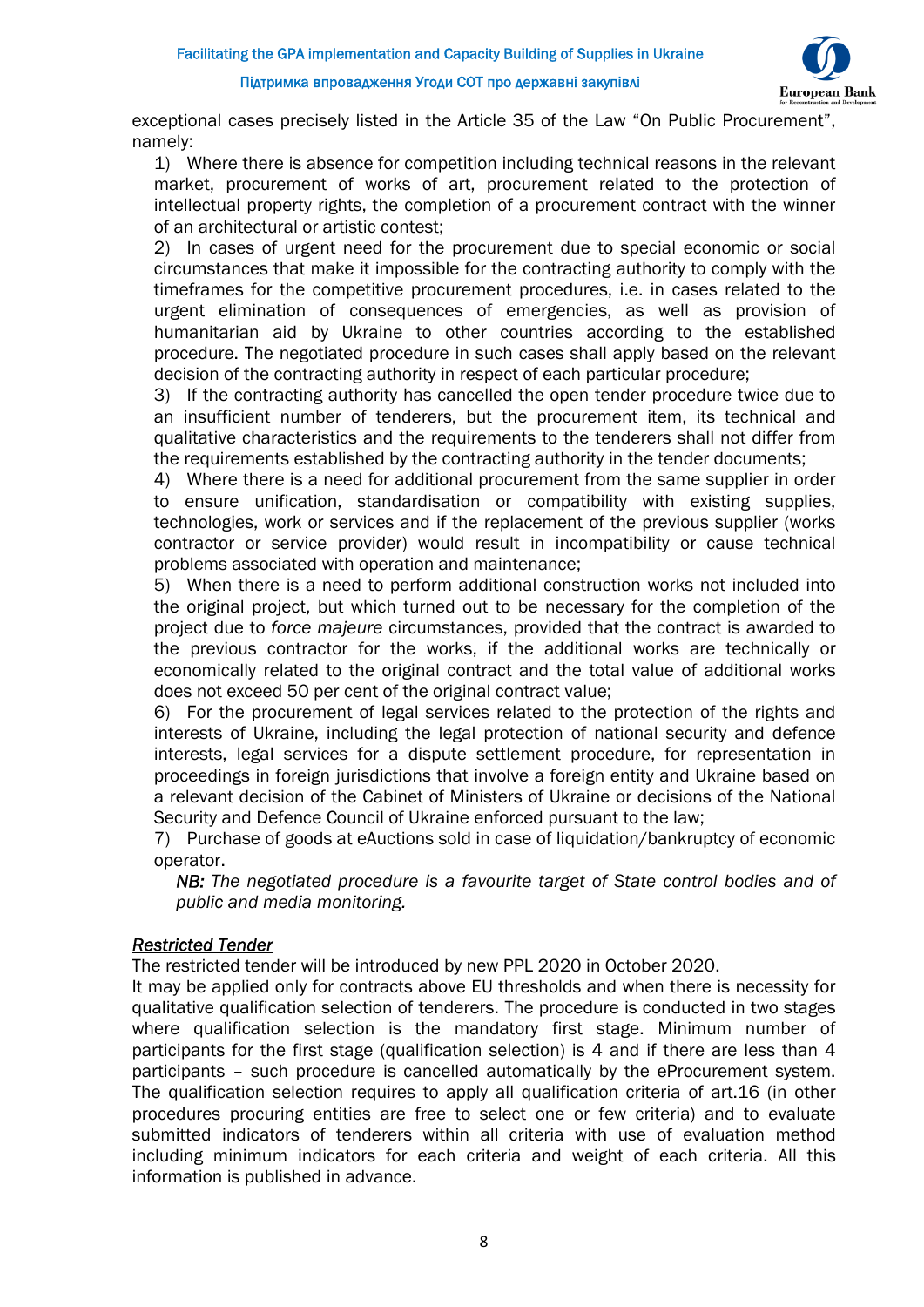exceptional cases precisely listed in the Article 35 of the Law "On Public Procurement", namely:

1) Where there is absence for competition including technical reasons in the relevant market, procurement of works of art, procurement related to the protection of intellectual property rights, the completion of a procurement contract with the winner of an architectural or artistic contest;
2) In cases of urgent need for the procurement due to special economic or social circumstances that make it impossible for the contracting authority to comply with the timeframes for the competitive procurement procedures, i.e. in cases related to the urgent elimination of consequences of emergencies, as well as provision of humanitarian aid by Ukraine to other countries according to the established procedure. The negotiated procedure in such cases shall apply based on the relevant decision of the contracting authority in respect of each particular procedure;
3) If the contracting authority has cancelled the open tender procedure twice due to an insufficient number of tenderers, but the procurement item, its technical and qualitative characteristics and the requirements to the tenderers shall not differ from the requirements established by the contracting authority in the tender documents;
4) Where there is a need for additional procurement from the same supplier in order to ensure unification, standardisation or compatibility with existing supplies, technologies, work or services and if the replacement of the previous supplier (works contractor or service provider) would result in incompatibility or cause technical problems associated with operation and maintenance;
5) When there is a need to perform additional construction works not included into the original project, but which turned out to be necessary for the completion of the project due to *force majeure* circumstances, provided that the contract is awarded to the previous contractor for the works, if the additional works are technically or economically related to the original contract and the total value of additional works does not exceed 50 per cent of the original contract value;
6) For the procurement of legal services related to the protection of the rights and interests of Ukraine, including the legal protection of national security and defence interests, legal services for a dispute settlement procedure, for representation in proceedings in foreign jurisdictions that involve a foreign entity and Ukraine based on a relevant decision of the Cabinet of Ministers of Ukraine or decisions of the National Security and Defence Council of Ukraine enforced pursuant to the law;
7) Purchase of goods at eAuctions sold in case of liquidation/bankruptcy of economic operator.

*NB: The negotiated procedure is a favourite target of State control bodies and of public and media monitoring.*

***Restricted Tender***

The restricted tender will be introduced by new PPL 2020 in October 2020.

It may be applied only for contracts above EU thresholds and when there is necessity for qualitative qualification selection of tenderers. The procedure is conducted in two stages where qualification selection is the mandatory first stage. Minimum number of participants for the first stage (qualification selection) is 4 and if there are less than 4 participants – such procedure is cancelled automatically by the eProcurement system. The qualification selection requires to apply <u>all</u> qualification criteria of art.16 (in other procedures procuring entities are free to select one or few criteria) and to evaluate submitted indicators of tenderers within all criteria with use of evaluation method including minimum indicators for each criteria and weight of each criteria. All this information is published in advance.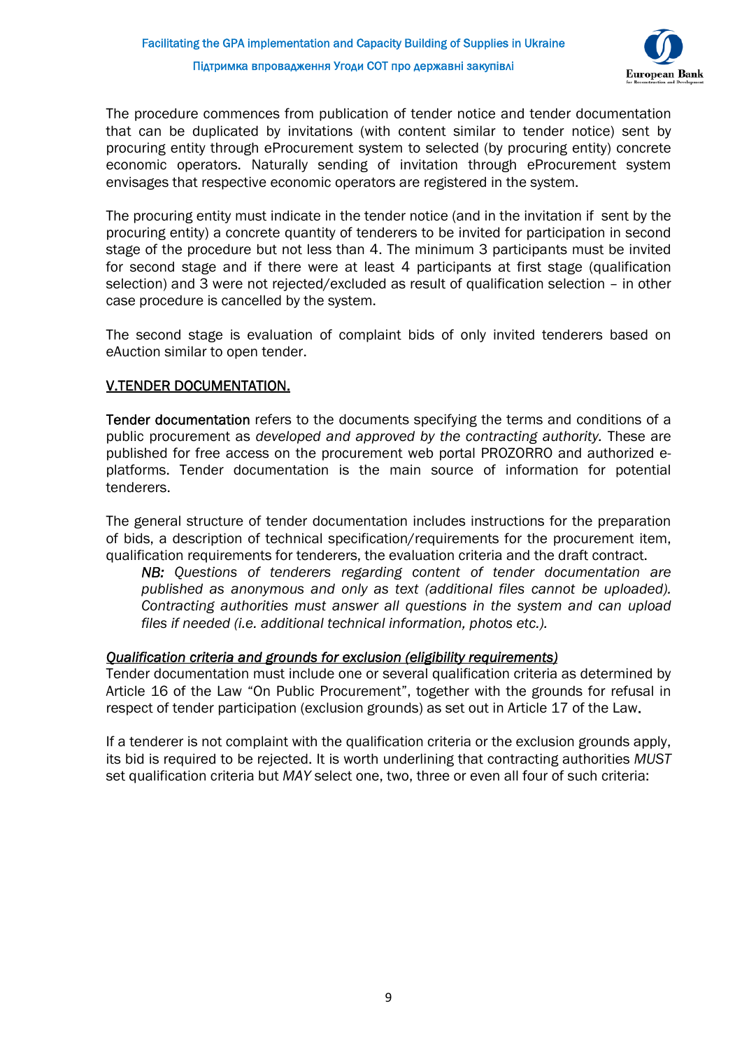The procedure commences from publication of tender notice and tender documentation that can be duplicated by invitations (with content similar to tender notice) sent by procuring entity through eProcurement system to selected (by procuring entity) concrete economic operators. Naturally sending of invitation through eProcurement system envisages that respective economic operators are registered in the system.

The procuring entity must indicate in the tender notice (and in the invitation if sent by the procuring entity) a concrete quantity of tenderers to be invited for participation in second stage of the procedure but not less than 4. The minimum 3 participants must be invited for second stage and if there were at least 4 participants at first stage (qualification selection) and 3 were not rejected/excluded as result of qualification selection – in other case procedure is cancelled by the system.

The second stage is evaluation of complaint bids of only invited tenderers based on eAuction similar to open tender.

## V.TENDER DOCUMENTATION.

**Tender documentation** refers to the documents specifying the terms and conditions of a public procurement as *developed and approved by the contracting authority.* These are published for free access on the procurement web portal PROZORRO and authorized e-platforms. Tender documentation is the main source of information for potential tenderers.

The general structure of tender documentation includes instructions for the preparation of bids, a description of technical specification/requirements for the procurement item, qualification requirements for tenderers, the evaluation criteria and the draft contract.

> *NB: Questions of tenderers regarding content of tender documentation are published as anonymous and only as text (additional files cannot be uploaded). Contracting authorities must answer all questions in the system and can upload files if needed (i.e. additional technical information, photos etc.).*

### *Qualification criteria and grounds for exclusion (eligibility requirements)*

Tender documentation must include one or several qualification criteria as determined by Article 16 of the Law "On Public Procurement", together with the grounds for refusal in respect of tender participation (exclusion grounds) as set out in Article 17 of the Law.

If a tenderer is not complaint with the qualification criteria or the exclusion grounds apply, its bid is required to be rejected. It is worth underlining that contracting authorities *MUST* set qualification criteria but *MAY* select one, two, three or even all four of such criteria: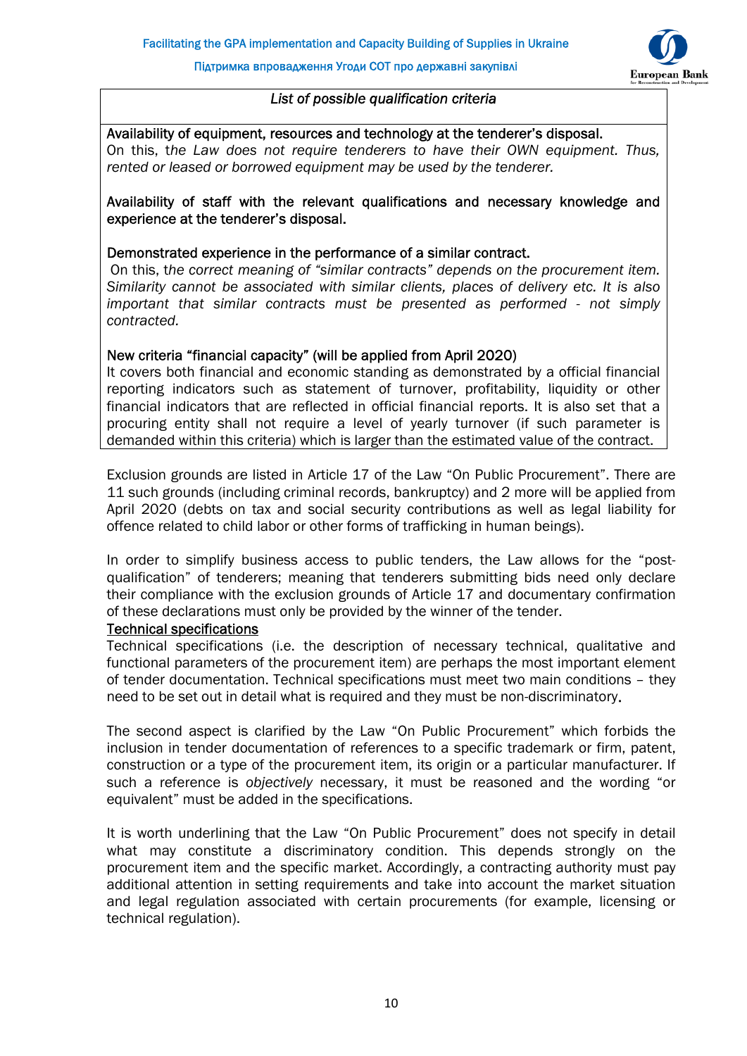*List of possible qualification criteria*

Availability of equipment, resources and technology at the tenderer's disposal.
On this, t*he Law does not require tenderers to have their OWN equipment. Thus, rented or leased or borrowed equipment may be used by the tenderer.*

Availability of staff with the relevant qualifications and necessary knowledge and experience at the tenderer's disposal.

Demonstrated experience in the performance of a similar contract.
On this, t*he correct meaning of "similar contracts" depends on the procurement item. Similarity cannot be associated with similar clients, places of delivery etc. It is also important that similar contracts must be presented as performed - not simply contracted.*

New criteria "financial capacity" (will be applied from April 2020)
It covers both financial and economic standing as demonstrated by a official financial reporting indicators such as statement of turnover, profitability, liquidity or other financial indicators that are reflected in official financial reports. It is also set that a procuring entity shall not require a level of yearly turnover (if such parameter is demanded within this criteria) which is larger than the estimated value of the contract.

Exclusion grounds are listed in Article 17 of the Law "On Public Procurement". There are 11 such grounds (including criminal records, bankruptcy) and 2 more will be applied from April 2020 (debts on tax and social security contributions as well as legal liability for offence related to child labor or other forms of trafficking in human beings).

In order to simplify business access to public tenders, the Law allows for the "post-qualification" of tenderers; meaning that tenderers submitting bids need only declare their compliance with the exclusion grounds of Article 17 and documentary confirmation of these declarations must only be provided by the winner of the tender.

## Technical specifications

Technical specifications (i.e. the description of necessary technical, qualitative and functional parameters of the procurement item) are perhaps the most important element of tender documentation. Technical specifications must meet two main conditions – they need to be set out in detail what is required and they must be non-discriminatory.

The second aspect is clarified by the Law "On Public Procurement" which forbids the inclusion in tender documentation of references to a specific trademark or firm, patent, construction or a type of the procurement item, its origin or a particular manufacturer. If such a reference is *objectively* necessary, it must be reasoned and the wording "or equivalent" must be added in the specifications.

It is worth underlining that the Law "On Public Procurement" does not specify in detail what may constitute a discriminatory condition. This depends strongly on the procurement item and the specific market. Accordingly, a contracting authority must pay additional attention in setting requirements and take into account the market situation and legal regulation associated with certain procurements (for example, licensing or technical regulation).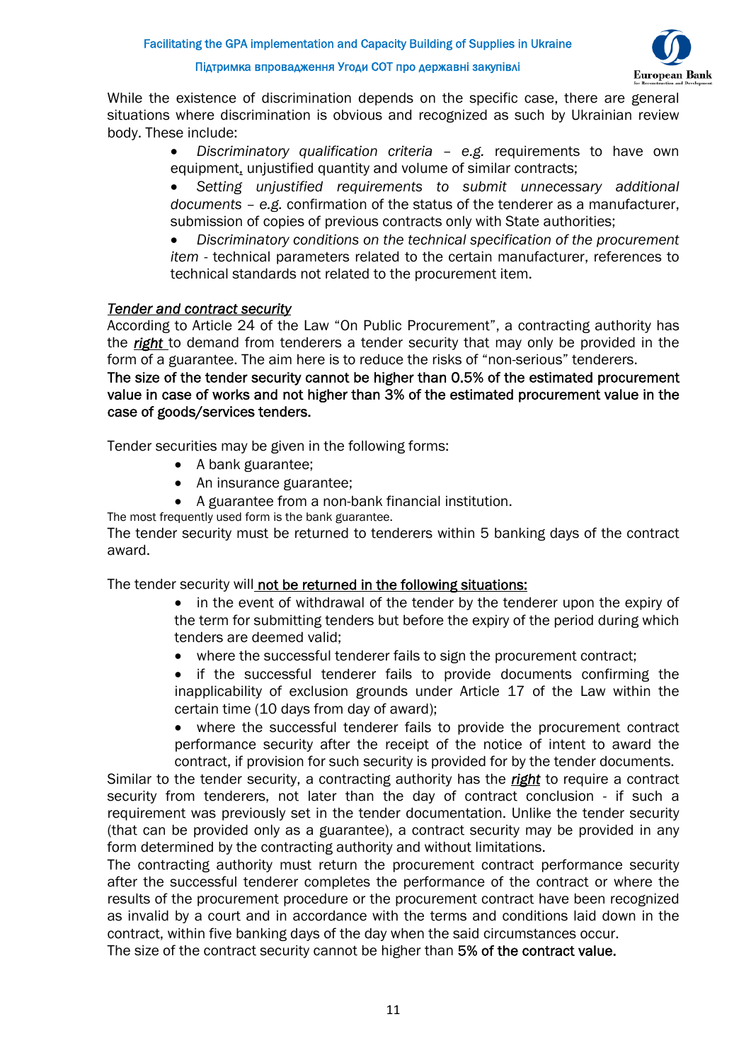While the existence of discrimination depends on the specific case, there are general situations where discrimination is obvious and recognized as such by Ukrainian review body. These include:

- *Discriminatory qualification criteria – e.g.* requirements to have own equipment, unjustified quantity and volume of similar contracts;
- *Setting unjustified requirements to submit unnecessary additional documents – e.g.* confirmation of the status of the tenderer as a manufacturer, submission of copies of previous contracts only with State authorities;
- *Discriminatory conditions on the technical specification of the procurement item* - technical parameters related to the certain manufacturer, references to technical standards not related to the procurement item.

*Tender and contract security*

According to Article 24 of the Law "On Public Procurement", a contracting authority has the ***right*** to demand from tenderers a tender security that may only be provided in the form of a guarantee. The aim here is to reduce the risks of "non-serious" tenderers.

**The size of the tender security cannot be higher than 0.5% of the estimated procurement value in case of works and not higher than 3% of the estimated procurement value in the case of goods/services tenders.**

Tender securities may be given in the following forms:

- A bank guarantee;
- An insurance guarantee;
- A guarantee from a non-bank financial institution.

The most frequently used form is the bank guarantee.

The tender security must be returned to tenderers within 5 banking days of the contract award.

The tender security will not be returned in the following situations:

- in the event of withdrawal of the tender by the tenderer upon the expiry of the term for submitting tenders but before the expiry of the period during which tenders are deemed valid;
- where the successful tenderer fails to sign the procurement contract;
- if the successful tenderer fails to provide documents confirming the inapplicability of exclusion grounds under Article 17 of the Law within the certain time (10 days from day of award);
- where the successful tenderer fails to provide the procurement contract performance security after the receipt of the notice of intent to award the contract, if provision for such security is provided for by the tender documents.

Similar to the tender security, a contracting authority has the ***right*** to require a contract security from tenderers, not later than the day of contract conclusion - if such a requirement was previously set in the tender documentation. Unlike the tender security (that can be provided only as a guarantee), a contract security may be provided in any form determined by the contracting authority and without limitations.

The contracting authority must return the procurement contract performance security after the successful tenderer completes the performance of the contract or where the results of the procurement procedure or the procurement contract have been recognized as invalid by a court and in accordance with the terms and conditions laid down in the contract, within five banking days of the day when the said circumstances occur.

The size of the contract security cannot be higher than 5% of the contract value.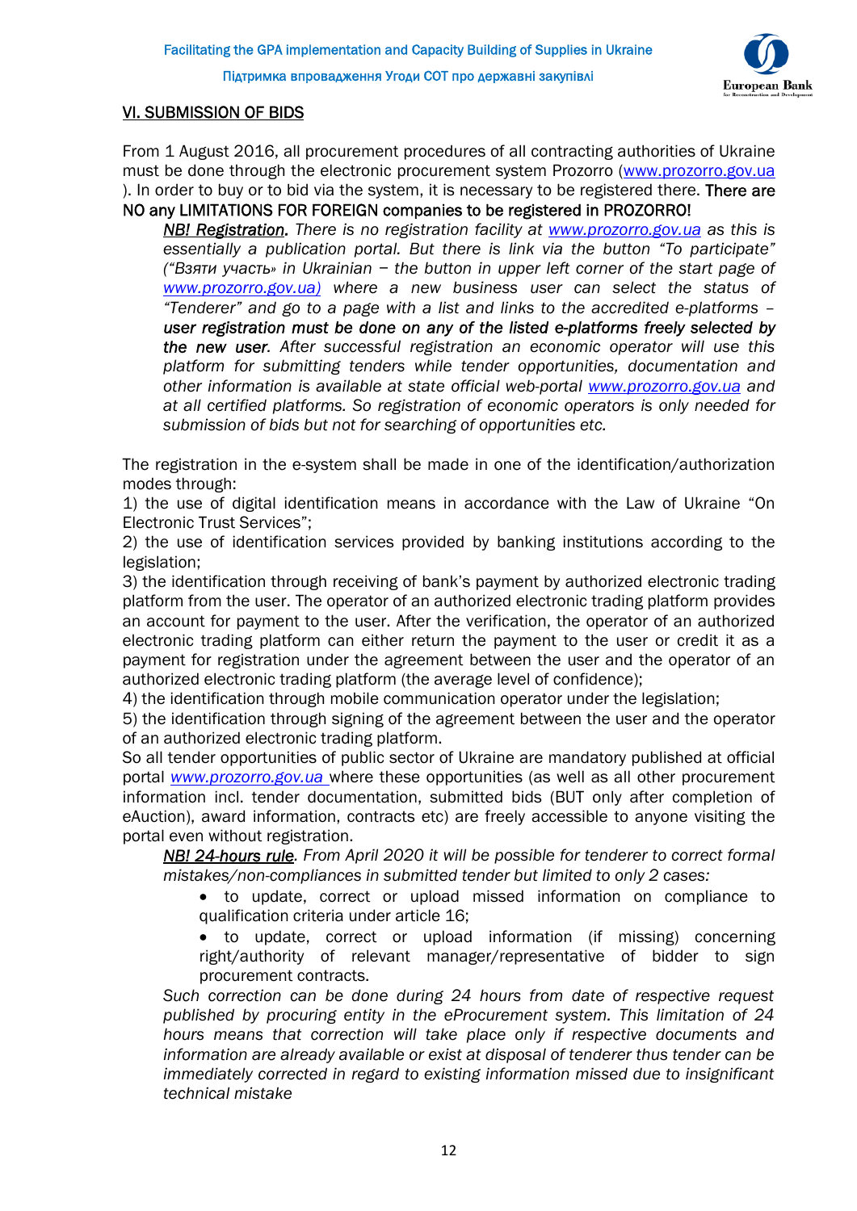## VI. SUBMISSION OF BIDS

From 1 August 2016, all procurement procedures of all contracting authorities of Ukraine must be done through the electronic procurement system Prozorro (www.prozorro.gov.ua ). In order to buy or to bid via the system, it is necessary to be registered there. There are NO any LIMITATIONS FOR FOREIGN companies to be registered in PROZORRO!

> ***NB! Registration.*** *There is no registration facility at www.prozorro.gov.ua as this is essentially a publication portal. But there is link via the button "To participate" ("Взяти участь» in Ukrainian – the button in upper left corner of the start page of www.prozorro.gov.ua) where a new business user can select the status of "Tenderer" and go to a page with a list and links to the accredited e-platforms –* ***user registration must be done on any of the listed e-platforms freely selected by the new user****. After successful registration an economic operator will use this platform for submitting tenders while tender opportunities, documentation and other information is available at state official web-portal www.prozorro.gov.ua and at all certified platforms. So registration of economic operators is only needed for submission of bids but not for searching of opportunities etc.*

The registration in the e-system shall be made in one of the identification/authorization modes through:

1) the use of digital identification means in accordance with the Law of Ukraine "On Electronic Trust Services";
2) the use of identification services provided by banking institutions according to the legislation;
3) the identification through receiving of bank's payment by authorized electronic trading platform from the user. The operator of an authorized electronic trading platform provides an account for payment to the user. After the verification, the operator of an authorized electronic trading platform can either return the payment to the user or credit it as a payment for registration under the agreement between the user and the operator of an authorized electronic trading platform (the average level of confidence);
4) the identification through mobile communication operator under the legislation;
5) the identification through signing of the agreement between the user and the operator of an authorized electronic trading platform.

So all tender opportunities of public sector of Ukraine are mandatory published at official portal *www.prozorro.gov.ua* where these opportunities (as well as all other procurement information incl. tender documentation, submitted bids (BUT only after completion of eAuction), award information, contracts etc) are freely accessible to anyone visiting the portal even without registration.

> ***NB! 24-hours rule****. From April 2020 it will be possible for tenderer to correct formal mistakes/non-compliances in submitted tender but limited to only 2 cases:*
>
> - to update, correct or upload missed information on compliance to qualification criteria under article 16;
> - to update, correct or upload information (if missing) concerning right/authority of relevant manager/representative of bidder to sign procurement contracts.
>
> *Such correction can be done during 24 hours from date of respective request published by procuring entity in the eProcurement system. This limitation of 24 hours means that correction will take place only if respective documents and information are already available or exist at disposal of tenderer thus tender can be immediately corrected in regard to existing information missed due to insignificant technical mistake*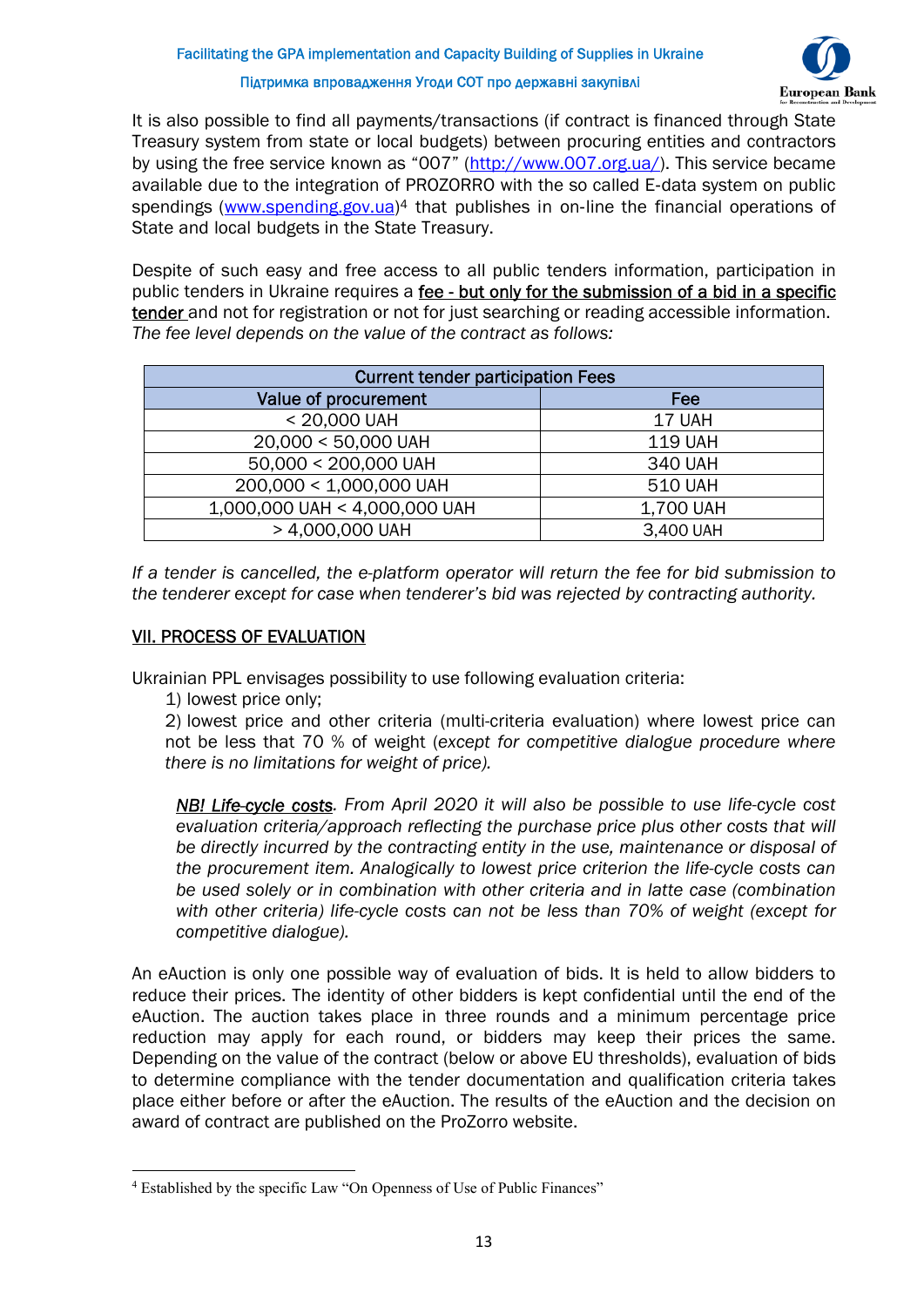It is also possible to find all payments/transactions (if contract is financed through State Treasury system from state or local budgets) between procuring entities and contractors by using the free service known as "007" (http://www.007.org.ua/). This service became available due to the integration of PROZORRO with the so called E-data system on public spendings (www.spending.gov.ua)[4] that publishes in on-line the financial operations of State and local budgets in the State Treasury.

Despite of such easy and free access to all public tenders information, participation in public tenders in Ukraine requires a fee - but only for the submission of a bid in a specific tender and not for registration or not for just searching or reading accessible information. *The fee level depends on the value of the contract as follows:*

| Current tender participation Fees | |
|---|---|
| Value of procurement | Fee |
| < 20,000 UAH | 17 UAH |
| 20,000 < 50,000 UAH | 119 UAH |
| 50,000 < 200,000 UAH | 340 UAH |
| 200,000 < 1,000,000 UAH | 510 UAH |
| 1,000,000 UAH < 4,000,000 UAH | 1,700 UAH |
| > 4,000,000 UAH | 3,400 UAH |

*If a tender is cancelled, the e-platform operator will return the fee for bid submission to the tenderer except for case when tenderer's bid was rejected by contracting authority.*

## VII. PROCESS OF EVALUATION

Ukrainian PPL envisages possibility to use following evaluation criteria:

1) lowest price only;
2) lowest price and other criteria (multi-criteria evaluation) where lowest price can not be less that 70 % of weight (*except for competitive dialogue procedure where there is no limitations for weight of price).*

> ***NB! Life-cycle costs****. From April 2020 it will also be possible to use life-cycle cost evaluation criteria/approach reflecting the purchase price plus other costs that will be directly incurred by the contracting entity in the use, maintenance or disposal of the procurement item. Analogically to lowest price criterion the life-cycle costs can be used solely or in combination with other criteria and in latte case (combination with other criteria) life-cycle costs can not be less than 70% of weight (except for competitive dialogue).*

An eAuction is only one possible way of evaluation of bids. It is held to allow bidders to reduce their prices. The identity of other bidders is kept confidential until the end of the eAuction. The auction takes place in three rounds and a minimum percentage price reduction may apply for each round, or bidders may keep their prices the same. Depending on the value of the contract (below or above EU thresholds), evaluation of bids to determine compliance with the tender documentation and qualification criteria takes place either before or after the eAuction. The results of the eAuction and the decision on award of contract are published on the ProZorro website.

---

[4] Established by the specific Law "On Openness of Use of Public Finances"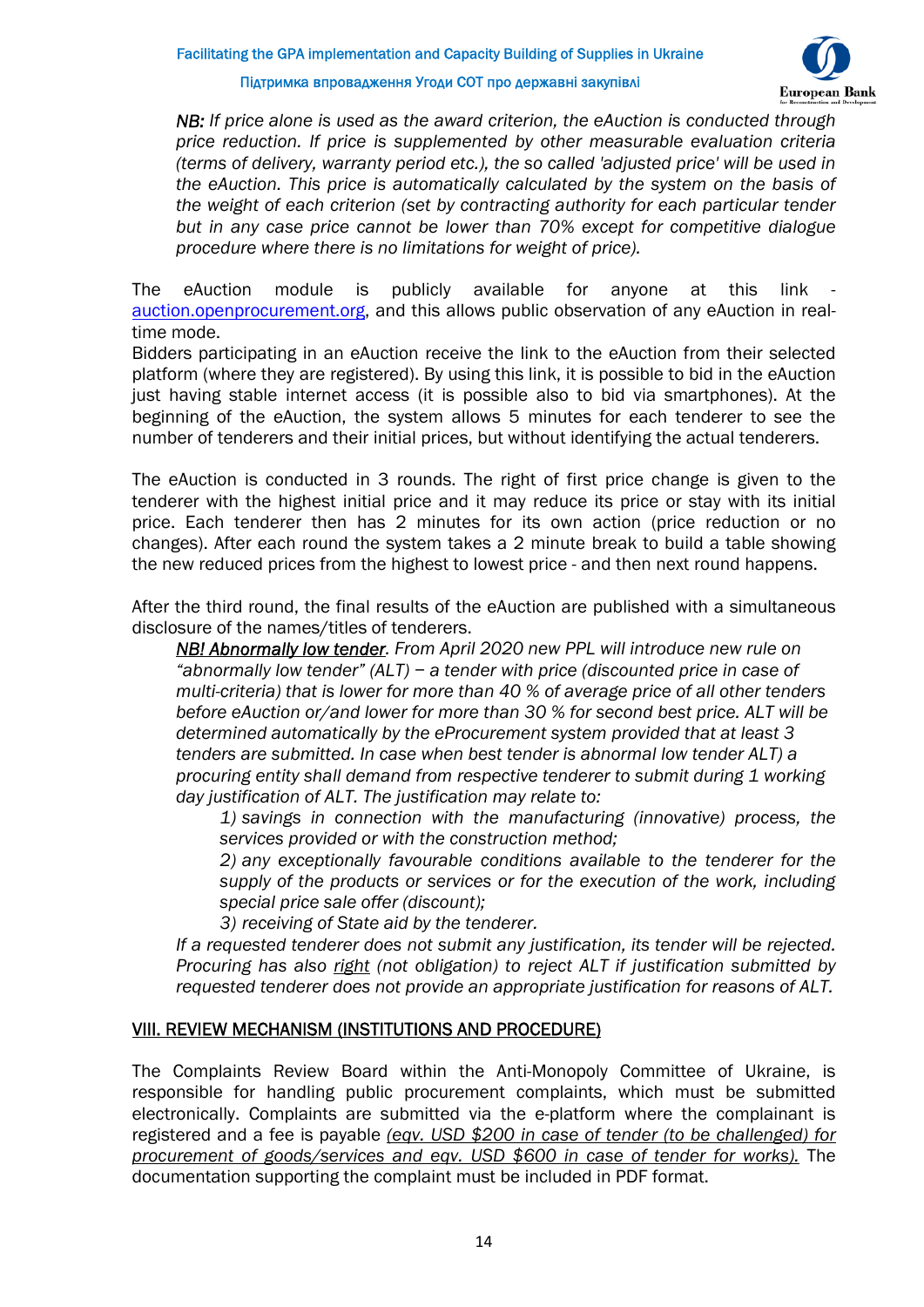*NB: If price alone is used as the award criterion, the eAuction is conducted through price reduction. If price is supplemented by other measurable evaluation criteria (terms of delivery, warranty period etc.), the so called 'adjusted price' will be used in the eAuction. This price is automatically calculated by the system on the basis of the weight of each criterion (set by contracting authority for each particular tender but in any case price cannot be lower than 70% except for competitive dialogue procedure where there is no limitations for weight of price).*

The eAuction module is publicly available for anyone at this link - auction.openprocurement.org, and this allows public observation of any eAuction in real-time mode.

Bidders participating in an eAuction receive the link to the eAuction from their selected platform (where they are registered). By using this link, it is possible to bid in the eAuction just having stable internet access (it is possible also to bid via smartphones). At the beginning of the eAuction, the system allows 5 minutes for each tenderer to see the number of tenderers and their initial prices, but without identifying the actual tenderers.

The eAuction is conducted in 3 rounds. The right of first price change is given to the tenderer with the highest initial price and it may reduce its price or stay with its initial price. Each tenderer then has 2 minutes for its own action (price reduction or no changes). After each round the system takes a 2 minute break to build a table showing the new reduced prices from the highest to lowest price - and then next round happens.

After the third round, the final results of the eAuction are published with a simultaneous disclosure of the names/titles of tenderers.

*NB! Abnormally low tender. From April 2020 new PPL will introduce new rule on "abnormally low tender" (ALT) – a tender with price (discounted price in case of multi-criteria) that is lower for more than 40 % of average price of all other tenders before eAuction or/and lower for more than 30 % for second best price. ALT will be determined automatically by the eProcurement system provided that at least 3 tenders are submitted. In case when best tender is abnormal low tender ALT) a procuring entity shall demand from respective tenderer to submit during 1 working day justification of ALT. The justification may relate to:*

*1) savings in connection with the manufacturing (innovative) process, the services provided or with the construction method;*

*2) any exceptionally favourable conditions available to the tenderer for the supply of the products or services or for the execution of the work, including special price sale offer (discount);*

*3) receiving of State aid by the tenderer.*

*If a requested tenderer does not submit any justification, its tender will be rejected. Procuring has also right (not obligation) to reject ALT if justification submitted by requested tenderer does not provide an appropriate justification for reasons of ALT.*

## VIII. REVIEW MECHANISM (INSTITUTIONS AND PROCEDURE)

The Complaints Review Board within the Anti-Monopoly Committee of Ukraine, is responsible for handling public procurement complaints, which must be submitted electronically. Complaints are submitted via the e-platform where the complainant is registered and a fee is payable *(eqv. USD $200 in case of tender (to be challenged) for procurement of goods/services and eqv. USD $600 in case of tender for works).* The documentation supporting the complaint must be included in PDF format.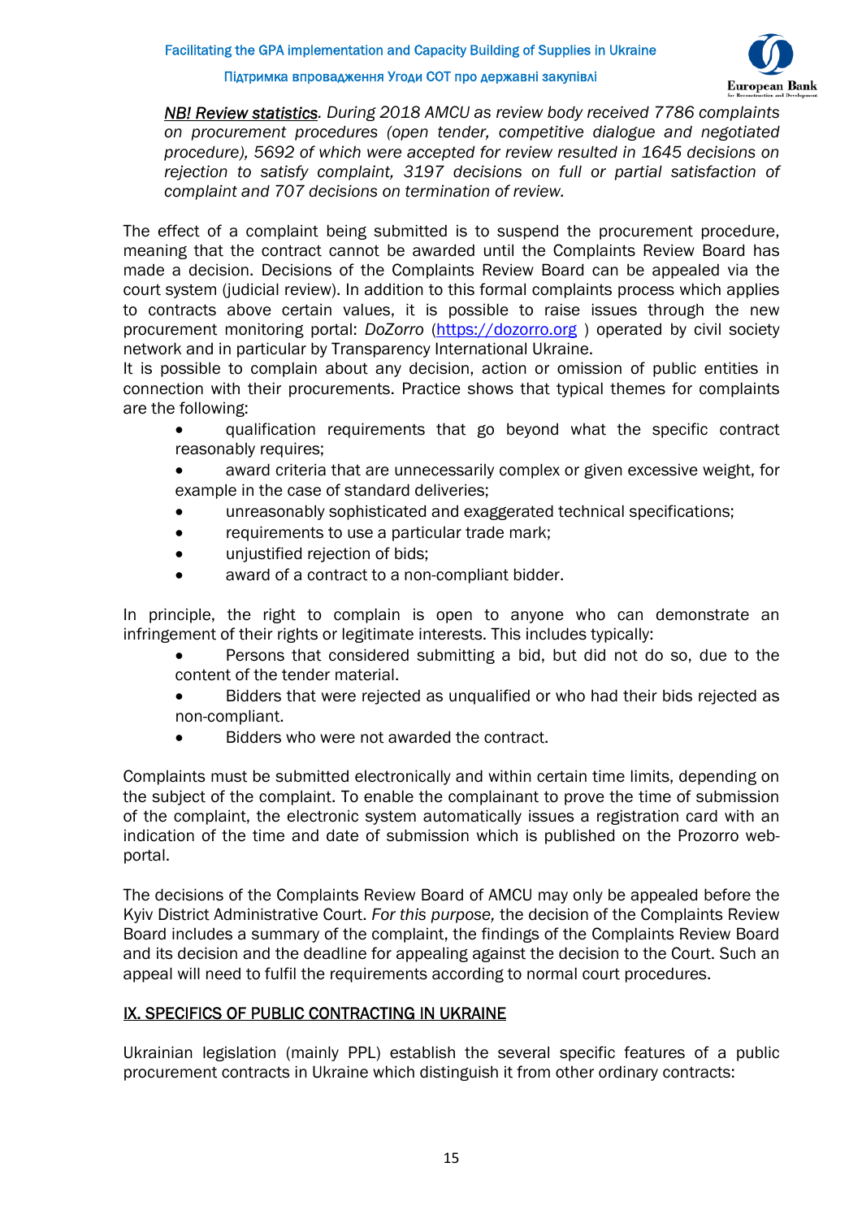*<u>NB! Review statistics</u>. During 2018 AMCU as review body received 7786 complaints on procurement procedures (open tender, competitive dialogue and negotiated procedure), 5692 of which were accepted for review resulted in 1645 decisions on rejection to satisfy complaint, 3197 decisions on full or partial satisfaction of complaint and 707 decisions on termination of review.*

The effect of a complaint being submitted is to suspend the procurement procedure, meaning that the contract cannot be awarded until the Complaints Review Board has made a decision. Decisions of the Complaints Review Board can be appealed via the court system (judicial review). In addition to this formal complaints process which applies to contracts above certain values, it is possible to raise issues through the new procurement monitoring portal: *DoZorro* (https://dozorro.org ) operated by civil society network and in particular by Transparency International Ukraine.

It is possible to complain about any decision, action or omission of public entities in connection with their procurements. Practice shows that typical themes for complaints are the following:

- qualification requirements that go beyond what the specific contract reasonably requires;
- award criteria that are unnecessarily complex or given excessive weight, for example in the case of standard deliveries;
- unreasonably sophisticated and exaggerated technical specifications;
- requirements to use a particular trade mark;
- unjustified rejection of bids;
- award of a contract to a non-compliant bidder.

In principle, the right to complain is open to anyone who can demonstrate an infringement of their rights or legitimate interests. This includes typically:

- Persons that considered submitting a bid, but did not do so, due to the content of the tender material.
- Bidders that were rejected as unqualified or who had their bids rejected as non-compliant.
- Bidders who were not awarded the contract.

Complaints must be submitted electronically and within certain time limits, depending on the subject of the complaint. To enable the complainant to prove the time of submission of the complaint, the electronic system automatically issues a registration card with an indication of the time and date of submission which is published on the Prozorro web-portal.

The decisions of the Complaints Review Board of AMCU may only be appealed before the Kyiv District Administrative Court. *For this purpose,* the decision of the Complaints Review Board includes a summary of the complaint, the findings of the Complaints Review Board and its decision and the deadline for appealing against the decision to the Court. Such an appeal will need to fulfil the requirements according to normal court procedures.

## <u>IX. SPECIFICS OF PUBLIC CONTRACTING IN UKRAINE</u>

Ukrainian legislation (mainly PPL) establish the several specific features of a public procurement contracts in Ukraine which distinguish it from other ordinary contracts: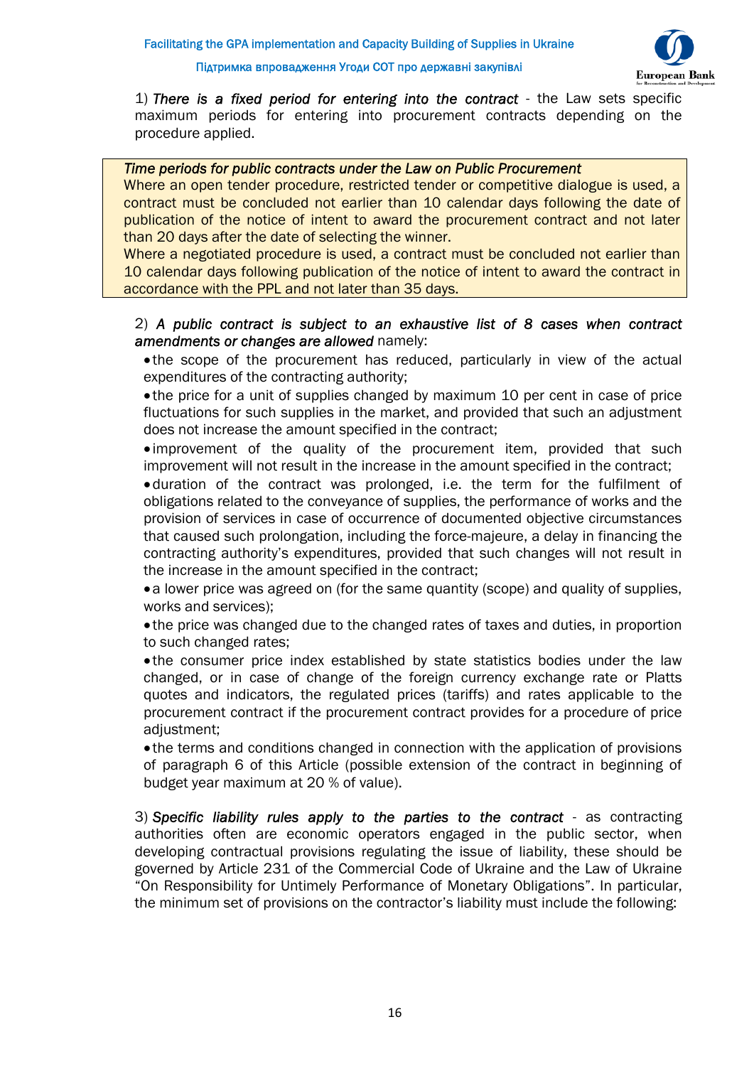1) ***There is a fixed period for entering into the contract*** - the Law sets specific maximum periods for entering into procurement contracts depending on the procedure applied.

> ***Time periods for public contracts under the Law on Public Procurement***
> Where an open tender procedure, restricted tender or competitive dialogue is used, a contract must be concluded not earlier than 10 calendar days following the date of publication of the notice of intent to award the procurement contract and not later than 20 days after the date of selecting the winner.
> Where a negotiated procedure is used, a contract must be concluded not earlier than 10 calendar days following publication of the notice of intent to award the contract in accordance with the PPL and not later than 35 days.

2) ***A public contract is subject to an exhaustive list of 8 cases when contract amendments or changes are allowed*** namely:

- the scope of the procurement has reduced, particularly in view of the actual expenditures of the contracting authority;
- the price for a unit of supplies changed by maximum 10 per cent in case of price fluctuations for such supplies in the market, and provided that such an adjustment does not increase the amount specified in the contract;
- improvement of the quality of the procurement item, provided that such improvement will not result in the increase in the amount specified in the contract;
- duration of the contract was prolonged, i.e. the term for the fulfilment of obligations related to the conveyance of supplies, the performance of works and the provision of services in case of occurrence of documented objective circumstances that caused such prolongation, including the force-majeure, a delay in financing the contracting authority's expenditures, provided that such changes will not result in the increase in the amount specified in the contract;
- a lower price was agreed on (for the same quantity (scope) and quality of supplies, works and services);
- the price was changed due to the changed rates of taxes and duties, in proportion to such changed rates;
- the consumer price index established by state statistics bodies under the law changed, or in case of change of the foreign currency exchange rate or Platts quotes and indicators, the regulated prices (tariffs) and rates applicable to the procurement contract if the procurement contract provides for a procedure of price adjustment;
- the terms and conditions changed in connection with the application of provisions of paragraph 6 of this Article (possible extension of the contract in beginning of budget year maximum at 20 % of value).

3) ***Specific liability rules apply to the parties to the contract*** - as contracting authorities often are economic operators engaged in the public sector, when developing contractual provisions regulating the issue of liability, these should be governed by Article 231 of the Commercial Code of Ukraine and the Law of Ukraine "On Responsibility for Untimely Performance of Monetary Obligations". In particular, the minimum set of provisions on the contractor's liability must include the following: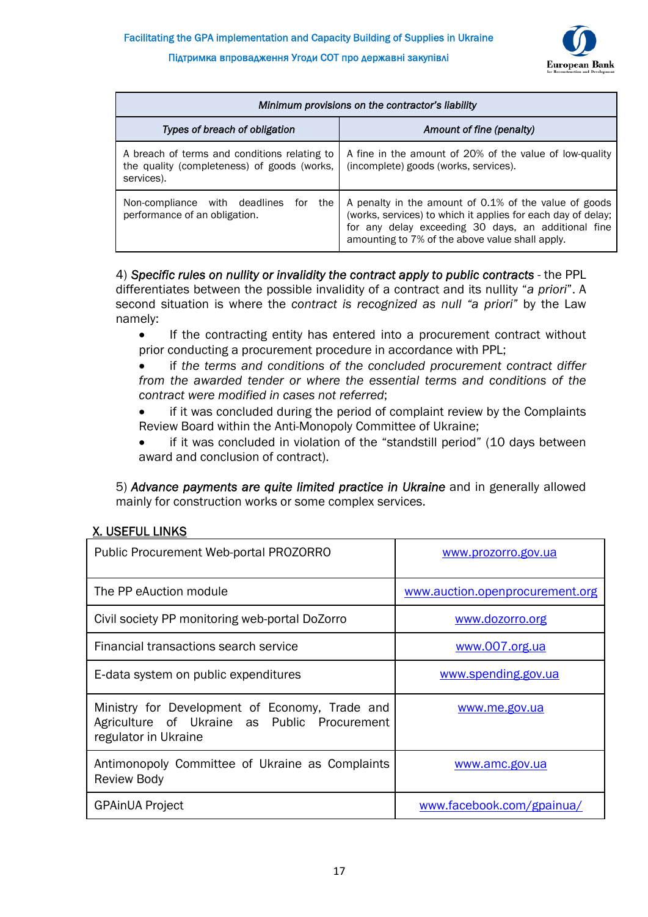| *Minimum provisions on the contractor's liability* | |
|---|---|
| *Types of breach of obligation* | *Amount of fine (penalty)* |
| A breach of terms and conditions relating to the quality (completeness) of goods (works, services). | A fine in the amount of 20% of the value of low-quality (incomplete) goods (works, services). |
| Non-compliance with deadlines for the performance of an obligation. | A penalty in the amount of 0.1% of the value of goods (works, services) to which it applies for each day of delay; for any delay exceeding 30 days, an additional fine amounting to 7% of the above value shall apply. |

4) ***Specific rules on nullity or invalidity the contract apply to public contracts*** - the PPL differentiates between the possible invalidity of a contract and its nullity "*a priori*". A second situation is where the *contract is recognized as null "a priori"* by the Law namely:

- If the contracting entity has entered into a procurement contract without prior conducting a procurement procedure in accordance with PPL;
- if *the terms and conditions of the concluded procurement contract differ from the awarded tender or where the essential terms and conditions of the contract were modified in cases not referred*;
- if it was concluded during the period of complaint review by the Complaints Review Board within the Anti-Monopoly Committee of Ukraine;
- if it was concluded in violation of the "standstill period" (10 days between award and conclusion of contract).

5) ***Advance payments are quite limited practice in Ukraine*** and in generally allowed mainly for construction works or some complex services.

## X. USEFUL LINKS

| | |
|---|---|
| Public Procurement Web-portal PROZORRO | www.prozorro.gov.ua |
| The PP eAuction module | www.auction.openprocurement.org |
| Civil society PP monitoring web-portal DoZorro | www.dozorro.org |
| Financial transactions search service | www.007.org.ua |
| E-data system on public expenditures | www.spending.gov.ua |
| Ministry for Development of Economy, Trade and Agriculture of Ukraine as Public Procurement regulator in Ukraine | www.me.gov.ua |
| Antimonopoly Committee of Ukraine as Complaints Review Body | www.amc.gov.ua |
| GPAinUA Project | www.facebook.com/gpainua/ |